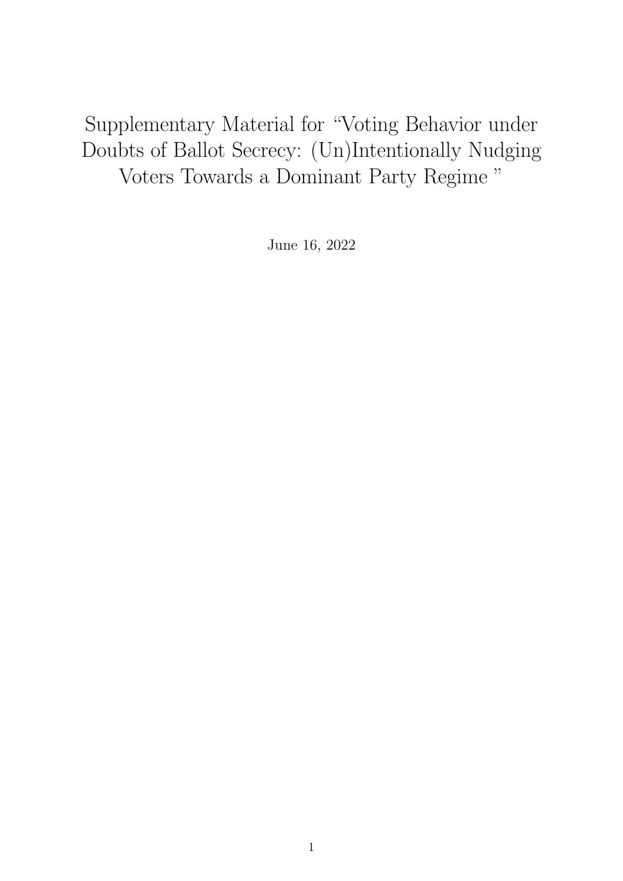# Supplementary Material for "Voting Behavior under Doubts of Ballot Secrecy: (Un)Intentionally Nudging Voters Towards a Dominant Party Regime "

June 16, 2022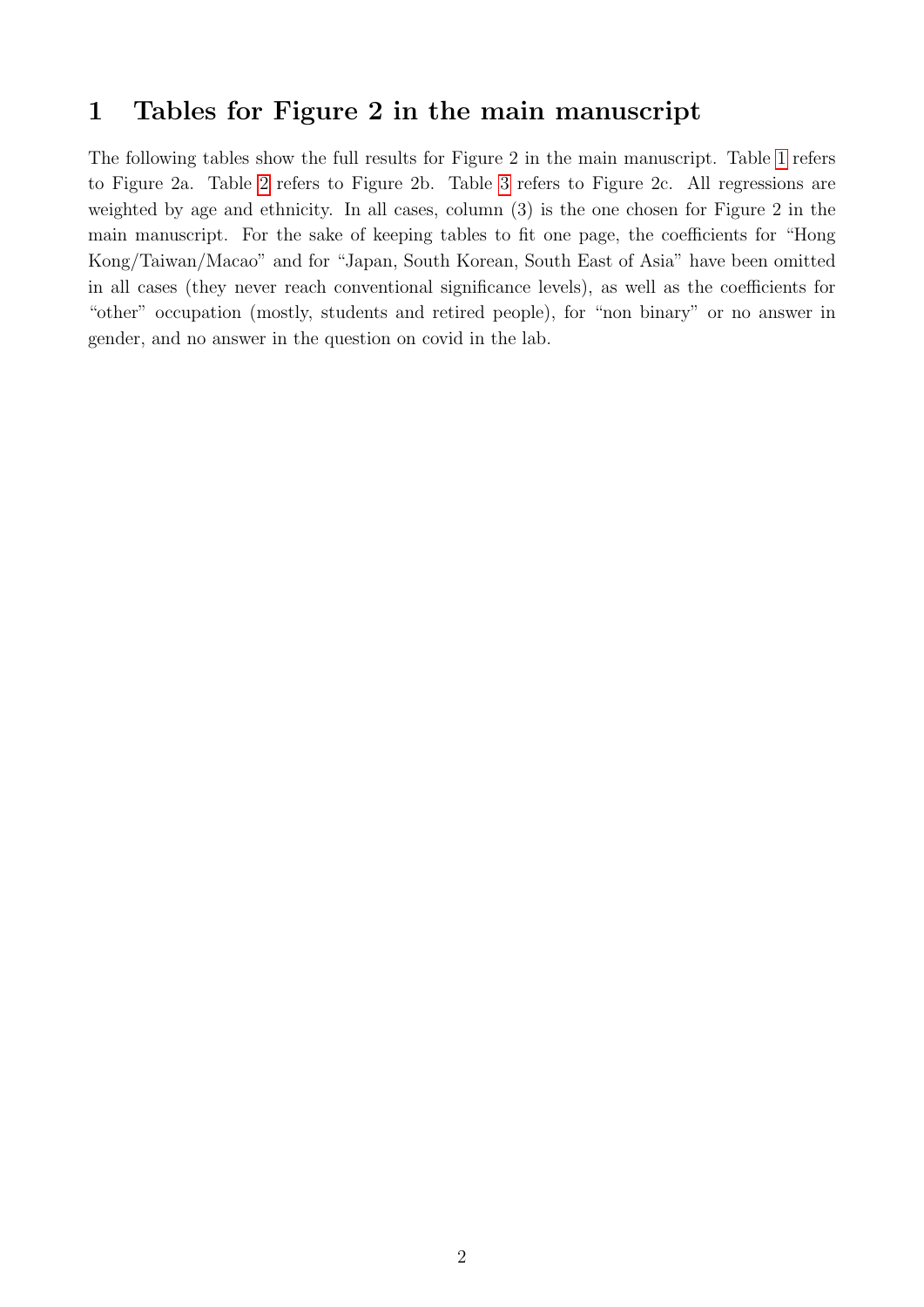# 1 Tables for Figure 2 in the main manuscript

The following tables show the full results for Figure 2 in the main manuscript. Table 1 refers to Figure 2a. Table 2 refers to Figure 2b. Table 3 refers to Figure 2c. All regressions are weighted by age and ethnicity. In all cases, column (3) is the one chosen for Figure 2 in the main manuscript. For the sake of keeping tables to fit one page, the coefficients for "Hong Kong/Taiwan/Macao" and for "Japan, South Korean, South East of Asia" have been omitted in all cases (they never reach conventional significance levels), as well as the coefficients for "other" occupation (mostly, students and retired people), for "non binary" or no answer in gender, and no answer in the question on covid in the lab.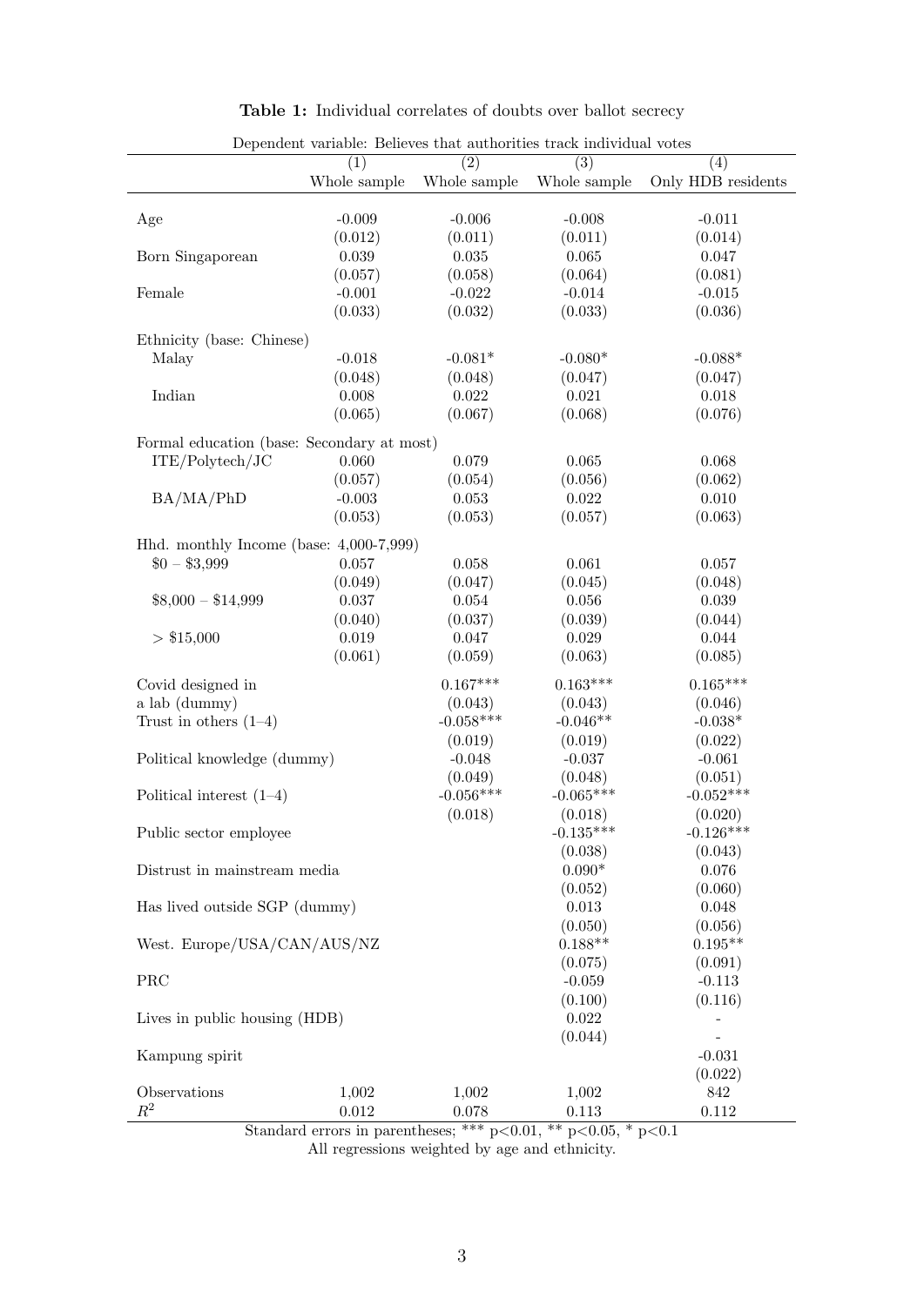**Table 1:** Individual correlates of doubts over ballot secrecy

| Dependent variable: Believes that authorities track individual votes | | | | |
|---|---|---|---|---|
| | (1) | (2) | (3) | (4) |
| | Whole sample | Whole sample | Whole sample | Only HDB residents |
| Age | -0.009 | -0.006 | -0.008 | -0.011 |
| | (0.012) | (0.011) | (0.011) | (0.014) |
| Born Singaporean | 0.039 | 0.035 | 0.065 | 0.047 |
| | (0.057) | (0.058) | (0.064) | (0.081) |
| Female | -0.001 | -0.022 | -0.014 | -0.015 |
| | (0.033) | (0.032) | (0.033) | (0.036) |
| Ethnicity (base: Chinese) | | | | |
| Malay | -0.018 | -0.081* | -0.080* | -0.088* |
| | (0.048) | (0.048) | (0.047) | (0.047) |
| Indian | 0.008 | 0.022 | 0.021 | 0.018 |
| | (0.065) | (0.067) | (0.068) | (0.076) |
| Formal education (base: Secondary at most) | | | | |
| ITE/Polytech/JC | 0.060 | 0.079 | 0.065 | 0.068 |
| | (0.057) | (0.054) | (0.056) | (0.062) |
| BA/MA/PhD | -0.003 | 0.053 | 0.022 | 0.010 |
| | (0.053) | (0.053) | (0.057) | (0.063) |
| Hhd. monthly Income (base: 4,000-7,999) | | | | |
| \$0 – \$3,999 | 0.057 | 0.058 | 0.061 | 0.057 |
| | (0.049) | (0.047) | (0.045) | (0.048) |
| \$8,000 – \$14,999 | 0.037 | 0.054 | 0.056 | 0.039 |
| | (0.040) | (0.037) | (0.039) | (0.044) |
| > \$15,000 | 0.019 | 0.047 | 0.029 | 0.044 |
| | (0.061) | (0.059) | (0.063) | (0.085) |
| Covid designed in a lab (dummy) | | 0.167*** | 0.163*** | 0.165*** |
| | | (0.043) | (0.043) | (0.046) |
| Trust in others (1–4) | | -0.058*** | -0.046** | -0.038* |
| | | (0.019) | (0.019) | (0.022) |
| Political knowledge (dummy) | | -0.048 | -0.037 | -0.061 |
| | | (0.049) | (0.048) | (0.051) |
| Political interest (1–4) | | -0.056*** | -0.065*** | -0.052*** |
| | | (0.018) | (0.018) | (0.020) |
| Public sector employee | | | -0.135*** | -0.126*** |
| | | | (0.038) | (0.043) |
| Distrust in mainstream media | | | 0.090* | 0.076 |
| | | | (0.052) | (0.060) |
| Has lived outside SGP (dummy) | | | 0.013 | 0.048 |
| | | | (0.050) | (0.056) |
| West. Europe/USA/CAN/AUS/NZ | | | 0.188** | 0.195** |
| | | | (0.075) | (0.091) |
| PRC | | | -0.059 | -0.113 |
| | | | (0.100) | (0.116) |
| Lives in public housing (HDB) | | | 0.022 | - |
| | | | (0.044) | - |
| Kampung spirit | | | | -0.031 |
| | | | | (0.022) |
| Observations | 1,002 | 1,002 | 1,002 | 842 |
| $R^2$ | 0.012 | 0.078 | 0.113 | 0.112 |

Standard errors in parentheses; *** $p<0.01$, ** $p<0.05$, * $p<0.1$
All regressions weighted by age and ethnicity.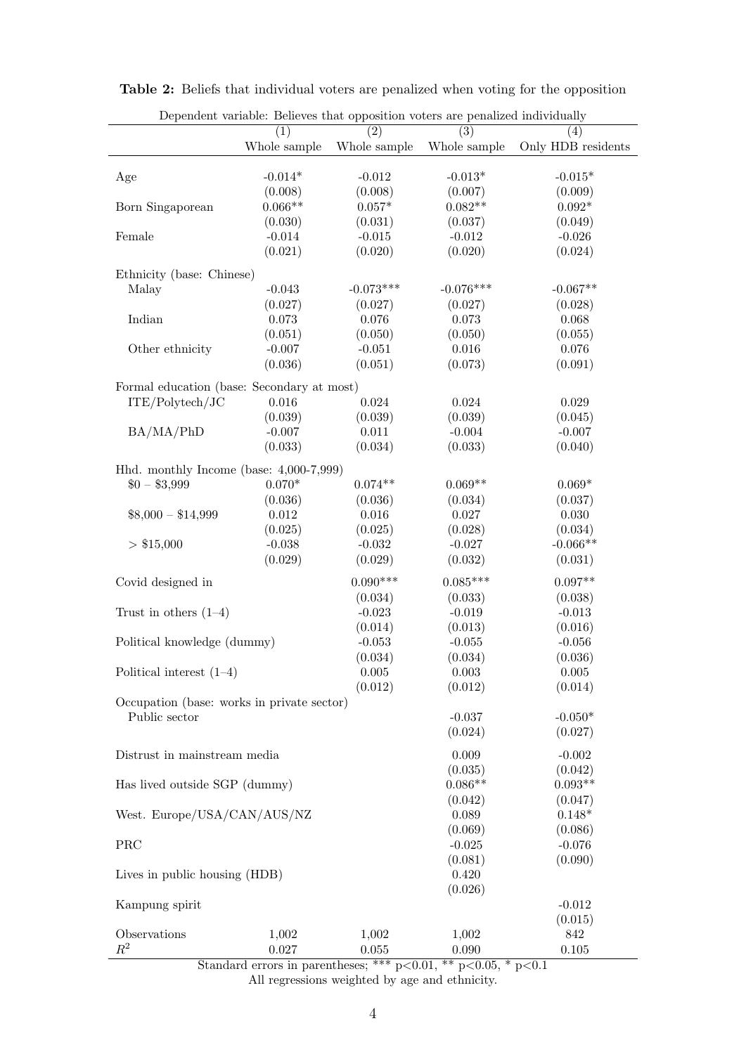**Table 2:** Beliefs that individual voters are penalized when voting for the opposition

| Dependent variable: Believes that opposition voters are penalized individually | | | | |
|---|---|---|---|---|
| | (1) | (2) | (3) | (4) |
| | Whole sample | Whole sample | Whole sample | Only HDB residents |
| Age | -0.014* | -0.012 | -0.013* | -0.015* |
| | (0.008) | (0.008) | (0.007) | (0.009) |
| Born Singaporean | 0.066** | 0.057* | 0.082** | 0.092* |
| | (0.030) | (0.031) | (0.037) | (0.049) |
| Female | -0.014 | -0.015 | -0.012 | -0.026 |
| | (0.021) | (0.020) | (0.020) | (0.024) |
| Ethnicity (base: Chinese) | | | | |
| Malay | -0.043 | -0.073*** | -0.076*** | -0.067** |
| | (0.027) | (0.027) | (0.027) | (0.028) |
| Indian | 0.073 | 0.076 | 0.073 | 0.068 |
| | (0.051) | (0.050) | (0.050) | (0.055) |
| Other ethnicity | -0.007 | -0.051 | 0.016 | 0.076 |
| | (0.036) | (0.051) | (0.073) | (0.091) |
| Formal education (base: Secondary at most) | | | | |
| ITE/Polytech/JC | 0.016 | 0.024 | 0.024 | 0.029 |
| | (0.039) | (0.039) | (0.039) | (0.045) |
| BA/MA/PhD | -0.007 | 0.011 | -0.004 | -0.007 |
| | (0.033) | (0.034) | (0.033) | (0.040) |
| Hhd. monthly Income (base: 4,000-7,999) | | | | |
| \$0 – \$3,999 | 0.070* | 0.074** | 0.069** | 0.069* |
| | (0.036) | (0.036) | (0.034) | (0.037) |
| \$8,000 – \$14,999 | 0.012 | 0.016 | 0.027 | 0.030 |
| | (0.025) | (0.025) | (0.028) | (0.034) |
| > \$15,000 | -0.038 | -0.032 | -0.027 | -0.066** |
| | (0.029) | (0.029) | (0.032) | (0.031) |
| Covid designed in | | 0.090*** | 0.085*** | 0.097** |
| | | (0.034) | (0.033) | (0.038) |
| Trust in others (1–4) | | -0.023 | -0.019 | -0.013 |
| | | (0.014) | (0.013) | (0.016) |
| Political knowledge (dummy) | | -0.053 | -0.055 | -0.056 |
| | | (0.034) | (0.034) | (0.036) |
| Political interest (1–4) | | 0.005 | 0.003 | 0.005 |
| | | (0.012) | (0.012) | (0.014) |
| Occupation (base: works in private sector) | | | | |
| Public sector | | | -0.037 | -0.050* |
| | | | (0.024) | (0.027) |
| Distrust in mainstream media | | | 0.009 | -0.002 |
| | | | (0.035) | (0.042) |
| Has lived outside SGP (dummy) | | | 0.086** | 0.093** |
| | | | (0.042) | (0.047) |
| West. Europe/USA/CAN/AUS/NZ | | | 0.089 | 0.148* |
| | | | (0.069) | (0.086) |
| PRC | | | -0.025 | -0.076 |
| | | | (0.081) | (0.090) |
| Lives in public housing (HDB) | | | 0.420 | |
| | | | (0.026) | |
| Kampung spirit | | | | -0.012 |
| | | | | (0.015) |
| Observations | 1,002 | 1,002 | 1,002 | 842 |
| $R^2$ | 0.027 | 0.055 | 0.090 | 0.105 |

Standard errors in parentheses; *** p<0.01, ** p<0.05, * p<0.1

All regressions weighted by age and ethnicity.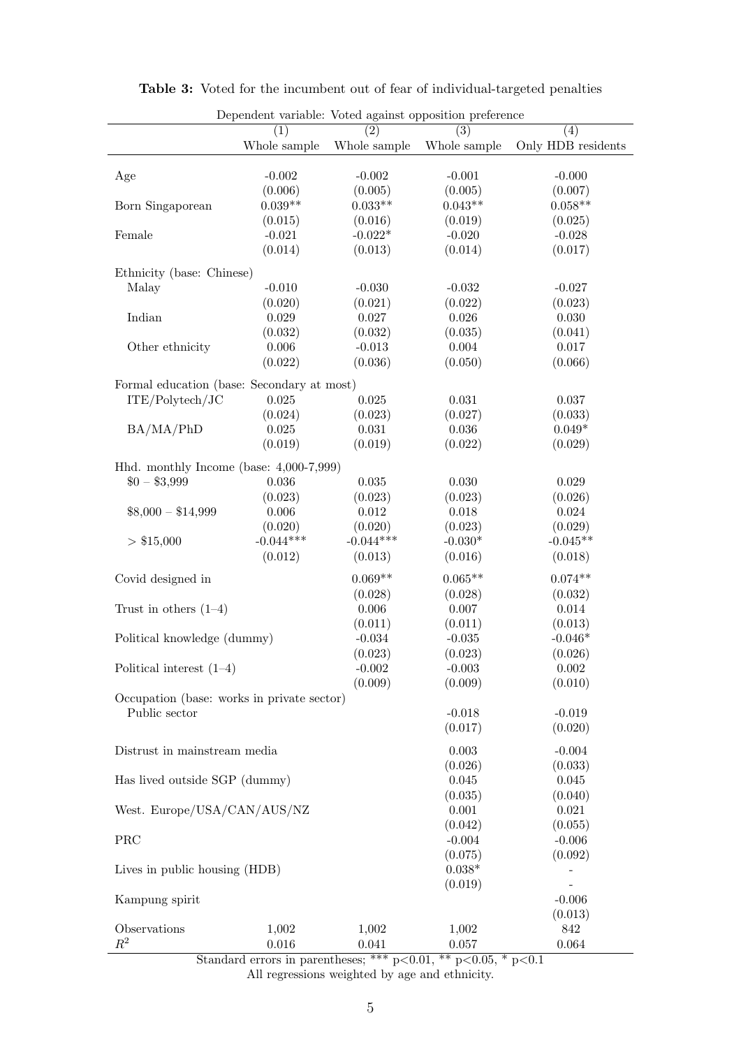**Table 3:** Voted for the incumbent out of fear of individual-targeted penalties

| Dependent variable: Voted against opposition preference | | | | |
|---|---|---|---|---|
| | (1) | (2) | (3) | (4) |
| | Whole sample | Whole sample | Whole sample | Only HDB residents |
| Age | -0.002 | -0.002 | -0.001 | -0.000 |
| | (0.006) | (0.005) | (0.005) | (0.007) |
| Born Singaporean | 0.039** | 0.033** | 0.043** | 0.058** |
| | (0.015) | (0.016) | (0.019) | (0.025) |
| Female | -0.021 | -0.022* | -0.020 | -0.028 |
| | (0.014) | (0.013) | (0.014) | (0.017) |
| Ethnicity (base: Chinese) | | | | |
| Malay | -0.010 | -0.030 | -0.032 | -0.027 |
| | (0.020) | (0.021) | (0.022) | (0.023) |
| Indian | 0.029 | 0.027 | 0.026 | 0.030 |
| | (0.032) | (0.032) | (0.035) | (0.041) |
| Other ethnicity | 0.006 | -0.013 | 0.004 | 0.017 |
| | (0.022) | (0.036) | (0.050) | (0.066) |
| Formal education (base: Secondary at most) | | | | |
| ITE/Polytech/JC | 0.025 | 0.025 | 0.031 | 0.037 |
| | (0.024) | (0.023) | (0.027) | (0.033) |
| BA/MA/PhD | 0.025 | 0.031 | 0.036 | 0.049* |
| | (0.019) | (0.019) | (0.022) | (0.029) |
| Hhd. monthly Income (base: 4,000-7,999) | | | | |
| $0 – $3,999 | 0.036 | 0.035 | 0.030 | 0.029 |
| | (0.023) | (0.023) | (0.023) | (0.026) |
| $8,000 – $14,999 | 0.006 | 0.012 | 0.018 | 0.024 |
| | (0.020) | (0.020) | (0.023) | (0.029) |
| > $15,000 | -0.044*** | -0.044*** | -0.030* | -0.045** |
| | (0.012) | (0.013) | (0.016) | (0.018) |
| Covid designed in | | 0.069** | 0.065** | 0.074** |
| | | (0.028) | (0.028) | (0.032) |
| Trust in others (1–4) | | 0.006 | 0.007 | 0.014 |
| | | (0.011) | (0.011) | (0.013) |
| Political knowledge (dummy) | | -0.034 | -0.035 | -0.046* |
| | | (0.023) | (0.023) | (0.026) |
| Political interest (1–4) | | -0.002 | -0.003 | 0.002 |
| | | (0.009) | (0.009) | (0.010) |
| Occupation (base: works in private sector) | | | | |
| Public sector | | | -0.018 | -0.019 |
| | | | (0.017) | (0.020) |
| Distrust in mainstream media | | | 0.003 | -0.004 |
| | | | (0.026) | (0.033) |
| Has lived outside SGP (dummy) | | | 0.045 | 0.045 |
| | | | (0.035) | (0.040) |
| West. Europe/USA/CAN/AUS/NZ | | | 0.001 | 0.021 |
| | | | (0.042) | (0.055) |
| PRC | | | -0.004 | -0.006 |
| | | | (0.075) | (0.092) |
| Lives in public housing (HDB) | | | 0.038* | - |
| | | | (0.019) | - |
| Kampung spirit | | | | -0.006 |
| | | | | (0.013) |
| Observations | 1,002 | 1,002 | 1,002 | 842 |
| $R^2$ | 0.016 | 0.041 | 0.057 | 0.064 |

Standard errors in parentheses; *** p<0.01, ** p<0.05, * p<0.1

All regressions weighted by age and ethnicity.